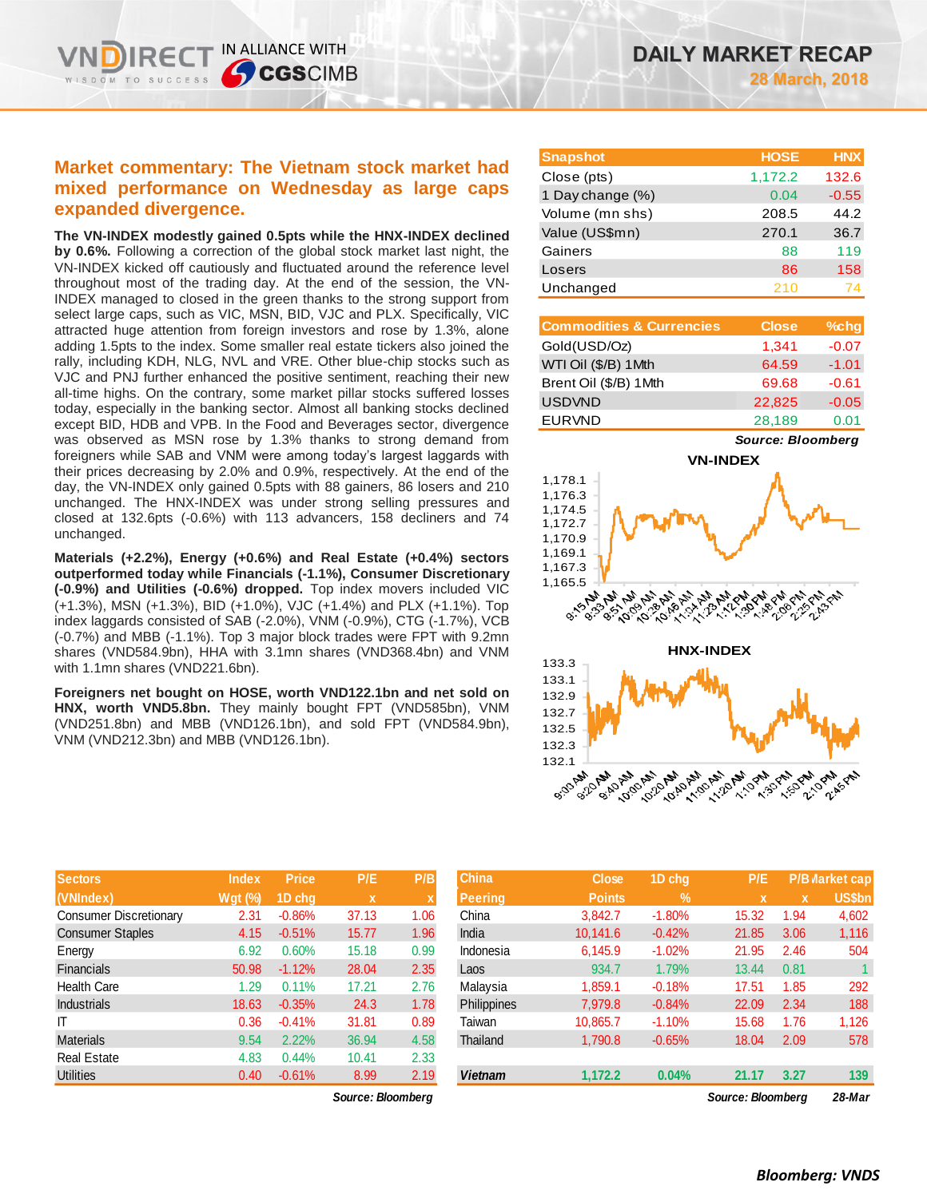# DAILY MARKET RECAP

**28 March, 2018**

## Market commentary: The Vietnam stock market had mixed performance on Wednesday as large caps expanded divergence.

**The VN-INDEX modestly gained 0.5pts while the HNX-INDEX declined by 0.6%.** Following a correction of the global stock market last night, the VN-INDEX kicked off cautiously and fluctuated around the reference level throughout most of the trading day. At the end of the session, the VN-INDEX managed to closed in the green thanks to the strong support from select large caps, such as VIC, MSN, BID, VJC and PLX. Specifically, VIC attracted huge attention from foreign investors and rose by 1.3%, alone adding 1.5pts to the index. Some smaller real estate tickers also joined the rally, including KDH, NLG, NVL and VRE. Other blue-chip stocks such as VJC and PNJ further enhanced the positive sentiment, reaching their new all-time highs. On the contrary, some market pillar stocks suffered losses today, especially in the banking sector. Almost all banking stocks declined except BID, HDB and VPB. In the Food and Beverages sector, divergence was observed as MSN rose by 1.3% thanks to strong demand from foreigners while SAB and VNM were among today's largest laggards with their prices decreasing by 2.0% and 0.9%, respectively. At the end of the day, the VN-INDEX only gained 0.5pts with 88 gainers, 86 losers and 210 unchanged. The HNX-INDEX was under strong selling pressures and closed at 132.6pts (-0.6%) with 113 advancers, 158 decliners and 74 unchanged.

**Materials (+2.2%), Energy (+0.6%) and Real Estate (+0.4%) sectors outperformed today while Financials (-1.1%), Consumer Discretionary (-0.9%) and Utilities (-0.6%) dropped.** Top index movers included VIC (+1.3%), MSN (+1.3%), BID (+1.0%), VJC (+1.4%) and PLX (+1.1%). Top index laggards consisted of SAB (-2.0%), VNM (-0.9%), CTG (-1.7%), VCB (-0.7%) and MBB (-1.1%). Top 3 major block trades were FPT with 9.2mn shares (VND584.9bn), HHA with 3.1mn shares (VND368.4bn) and VNM with 1.1mn shares (VND221.6bn).

**Foreigners net bought on HOSE, worth VND122.1bn and net sold on HNX, worth VND5.8bn.** They mainly bought FPT (VND585bn), VNM (VND251.8bn) and MBB (VND126.1bn), and sold FPT (VND584.9bn), VNM (VND212.3bn) and MBB (VND126.1bn).

| Snapshot | HOSE | HNX |
|---|---|---|
| Close (pts) | 1,172.2 | 132.6 |
| 1 Day change (%) | 0.04 | -0.55 |
| Volume (mn shs) | 208.5 | 44.2 |
| Value (US$mn) | 270.1 | 36.7 |
| Gainers | 88 | 119 |
| Losers | 86 | 158 |
| Unchanged | 210 | 74 |

| Commodities & Currencies | Close | %chg |
|---|---|---|
| Gold(USD/Oz) | 1,341 | -0.07 |
| WTI Oil ($/B) 1Mth | 64.59 | -1.01 |
| Brent Oil ($/B) 1Mth | 69.68 | -0.61 |
| USDVND | 22,825 | -0.05 |
| EURVND | 28,189 | 0.01 |

*Source: Bloomberg*

| Sectors (VNIndex) | Index Wgt (%) | Price 1D chg | P/E x | P/B x |
|---|---|---|---|---|
| Consumer Discretionary | 2.31 | -0.86% | 37.13 | 1.06 |
| Consumer Staples | 4.15 | -0.51% | 15.77 | 1.96 |
| Energy | 6.92 | 0.60% | 15.18 | 0.99 |
| Financials | 50.98 | -1.12% | 28.04 | 2.35 |
| Health Care | 1.29 | 0.11% | 17.21 | 2.76 |
| Industrials | 18.63 | -0.35% | 24.3 | 1.78 |
| IT | 0.36 | -0.41% | 31.81 | 0.89 |
| Materials | 9.54 | 2.22% | 36.94 | 4.58 |
| Real Estate | 4.83 | 0.44% | 10.41 | 2.33 |
| Utilities | 0.40 | -0.61% | 8.99 | 2.19 |

*Source: Bloomberg*

| China Peering | Close Points | 1D chg % | P/E x | P/B x | Market cap US$bn |
|---|---|---|---|---|---|
| China | 3,842.7 | -1.80% | 15.32 | 1.94 | 4,602 |
| India | 10,141.6 | -0.42% | 21.85 | 3.06 | 1,116 |
| Indonesia | 6,145.9 | -1.02% | 21.95 | 2.46 | 504 |
| Laos | 934.7 | 1.79% | 13.44 | 0.81 | 1 |
| Malaysia | 1,859.1 | -0.18% | 17.51 | 1.85 | 292 |
| Philippines | 7,979.8 | -0.84% | 22.09 | 2.34 | 188 |
| Taiwan | 10,865.7 | -1.10% | 15.68 | 1.76 | 1,126 |
| Thailand | 1,790.8 | -0.65% | 18.04 | 2.09 | 578 |
| *Vietnam* | 1,172.2 | 0.04% | 21.17 | 3.27 | 139 |

*Source: Bloomberg* *28-Mar*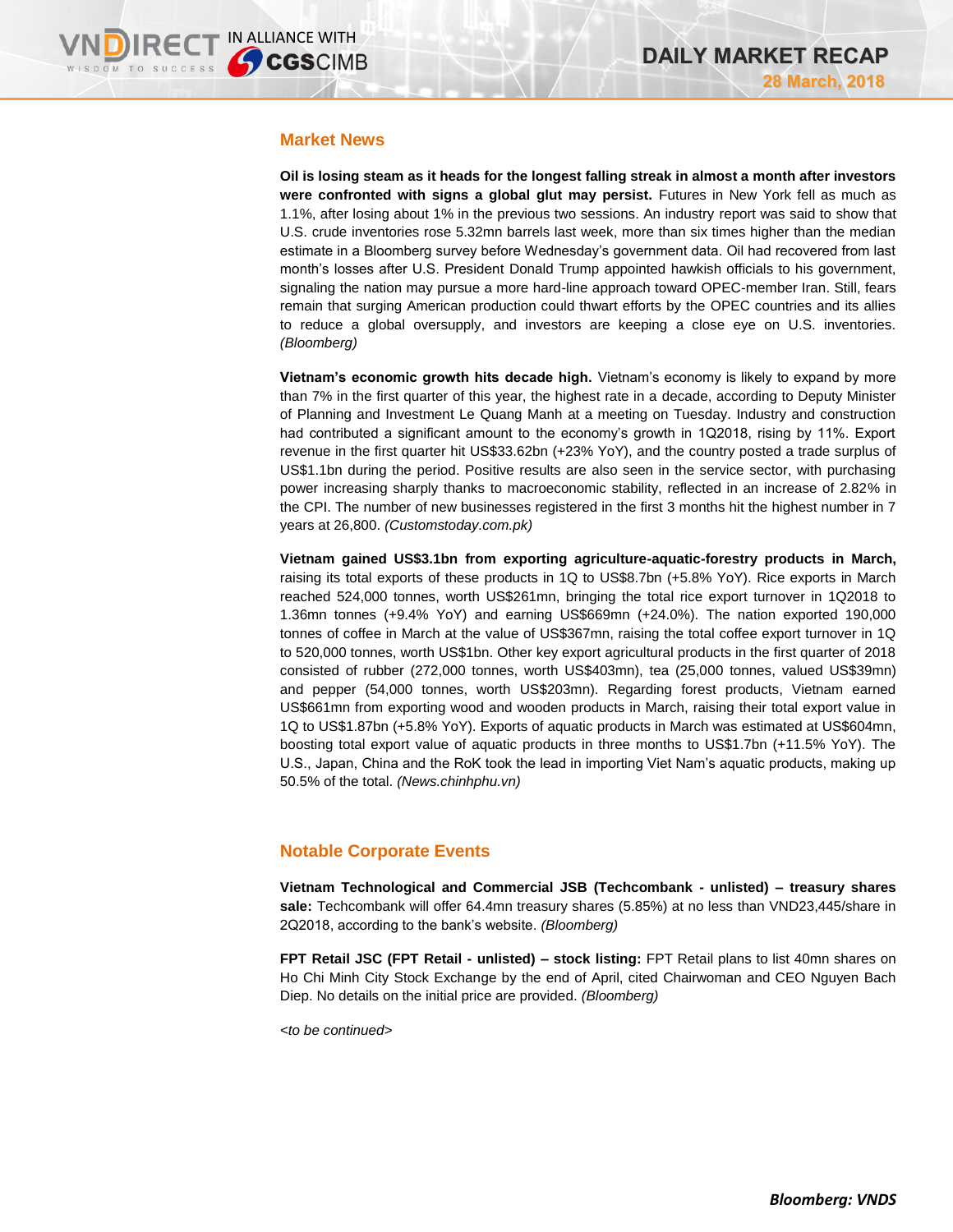## Market News

**Oil is losing steam as it heads for the longest falling streak in almost a month after investors were confronted with signs a global glut may persist.** Futures in New York fell as much as 1.1%, after losing about 1% in the previous two sessions. An industry report was said to show that U.S. crude inventories rose 5.32mn barrels last week, more than six times higher than the median estimate in a Bloomberg survey before Wednesday's government data. Oil had recovered from last month's losses after U.S. President Donald Trump appointed hawkish officials to his government, signaling the nation may pursue a more hard-line approach toward OPEC-member Iran. Still, fears remain that surging American production could thwart efforts by the OPEC countries and its allies to reduce a global oversupply, and investors are keeping a close eye on U.S. inventories. *(Bloomberg)*

**Vietnam's economic growth hits decade high.** Vietnam's economy is likely to expand by more than 7% in the first quarter of this year, the highest rate in a decade, according to Deputy Minister of Planning and Investment Le Quang Manh at a meeting on Tuesday. Industry and construction had contributed a significant amount to the economy's growth in 1Q2018, rising by 11%. Export revenue in the first quarter hit US$33.62bn (+23% YoY), and the country posted a trade surplus of US$1.1bn during the period. Positive results are also seen in the service sector, with purchasing power increasing sharply thanks to macroeconomic stability, reflected in an increase of 2.82% in the CPI. The number of new businesses registered in the first 3 months hit the highest number in 7 years at 26,800. *(Customstoday.com.pk)*

**Vietnam gained US$3.1bn from exporting agriculture-aquatic-forestry products in March,** raising its total exports of these products in 1Q to US$8.7bn (+5.8% YoY). Rice exports in March reached 524,000 tonnes, worth US$261mn, bringing the total rice export turnover in 1Q2018 to 1.36mn tonnes (+9.4% YoY) and earning US$669mn (+24.0%). The nation exported 190,000 tonnes of coffee in March at the value of US$367mn, raising the total coffee export turnover in 1Q to 520,000 tonnes, worth US$1bn. Other key export agricultural products in the first quarter of 2018 consisted of rubber (272,000 tonnes, worth US$403mn), tea (25,000 tonnes, valued US$39mn) and pepper (54,000 tonnes, worth US$203mn). Regarding forest products, Vietnam earned US$661mn from exporting wood and wooden products in March, raising their total export value in 1Q to US$1.87bn (+5.8% YoY). Exports of aquatic products in March was estimated at US$604mn, boosting total export value of aquatic products in three months to US$1.7bn (+11.5% YoY). The U.S., Japan, China and the RoK took the lead in importing Viet Nam's aquatic products, making up 50.5% of the total. *(News.chinhphu.vn)*

## Notable Corporate Events

**Vietnam Technological and Commercial JSB (Techcombank - unlisted) – treasury shares sale:** Techcombank will offer 64.4mn treasury shares (5.85%) at no less than VND23,445/share in 2Q2018, according to the bank's website. *(Bloomberg)*

**FPT Retail JSC (FPT Retail - unlisted) – stock listing:** FPT Retail plans to list 40mn shares on Ho Chi Minh City Stock Exchange by the end of April, cited Chairwoman and CEO Nguyen Bach Diep. No details on the initial price are provided. *(Bloomberg)*

*<to be continued>*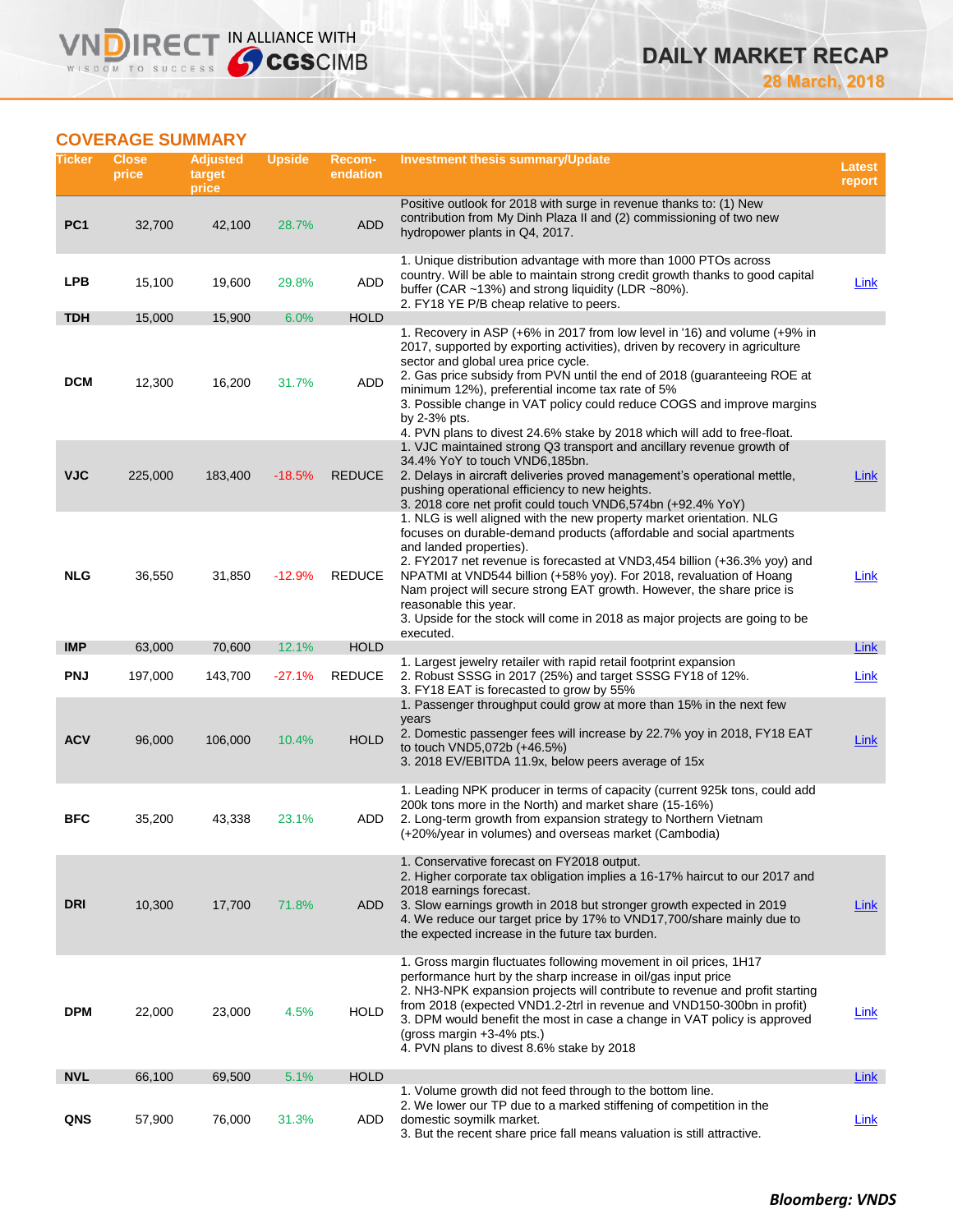## COVERAGE SUMMARY

| Ticker | Close price | Adjusted target price | Upside | Recom-endation | Investment thesis summary/Update | Latest report |
|---|---|---|---|---|---|---|
| PC1 | 32,700 | 42,100 | 28.7% | ADD | Positive outlook for 2018 with surge in revenue thanks to: (1) New contribution from My Dinh Plaza II and (2) commissioning of two new hydropower plants in Q4, 2017. | |
| LPB | 15,100 | 19,600 | 29.8% | ADD | 1. Unique distribution advantage with more than 1000 PTOs across country. Will be able to maintain strong credit growth thanks to good capital buffer (CAR ~13%) and strong liquidity (LDR ~80%).<br>2. FY18 YE P/B cheap relative to peers. | Link |
| TDH | 15,000 | 15,900 | 6.0% | HOLD | | |
| DCM | 12,300 | 16,200 | 31.7% | ADD | 1. Recovery in ASP (+6% in 2017 from low level in '16) and volume (+9% in 2017, supported by exporting activities), driven by recovery in agriculture sector and global urea price cycle.<br>2. Gas price subsidy from PVN until the end of 2018 (guaranteeing ROE at minimum 12%), preferential income tax rate of 5%<br>3. Possible change in VAT policy could reduce COGS and improve margins by 2-3% pts.<br>4. PVN plans to divest 24.6% stake by 2018 which will add to free-float. | |
| VJC | 225,000 | 183,400 | -18.5% | REDUCE | 1. VJC maintained strong Q3 transport and ancillary revenue growth of 34.4% YoY to touch VND6,185bn.<br>2. Delays in aircraft deliveries proved management's operational mettle, pushing operational efficiency to new heights.<br>3. 2018 core net profit could touch VND6,574bn (+92.4% YoY) | Link |
| NLG | 36,550 | 31,850 | -12.9% | REDUCE | 1. NLG is well aligned with the new property market orientation. NLG focuses on durable-demand products (affordable and social apartments and landed properties).<br>2. FY2017 net revenue is forecasted at VND3,454 billion (+36.3% yoy) and NPATMI at VND544 billion (+58% yoy). For 2018, revaluation of Hoang Nam project will secure strong EAT growth. However, the share price is reasonable this year.<br>3. Upside for the stock will come in 2018 as major projects are going to be executed. | Link |
| IMP | 63,000 | 70,600 | 12.1% | HOLD | | Link |
| PNJ | 197,000 | 143,700 | -27.1% | REDUCE | 1. Largest jewelry retailer with rapid retail footprint expansion<br>2. Robust SSSG in 2017 (25%) and target SSSG FY18 of 12%.<br>3. FY18 EAT is forecasted to grow by 55% | Link |
| ACV | 96,000 | 106,000 | 10.4% | HOLD | 1. Passenger throughput could grow at more than 15% in the next few years<br>2. Domestic passenger fees will increase by 22.7% yoy in 2018, FY18 EAT to touch VND5,072b (+46.5%)<br>3. 2018 EV/EBITDA 11.9x, below peers average of 15x | Link |
| BFC | 35,200 | 43,338 | 23.1% | ADD | 1. Leading NPK producer in terms of capacity (current 925k tons, could add 200k tons more in the North) and market share (15-16%)<br>2. Long-term growth from expansion strategy to Northern Vietnam (+20%/year in volumes) and overseas market (Cambodia) | |
| DRI | 10,300 | 17,700 | 71.8% | ADD | 1. Conservative forecast on FY2018 output.<br>2. Higher corporate tax obligation implies a 16-17% haircut to our 2017 and 2018 earnings forecast.<br>3. Slow earnings growth in 2018 but stronger growth expected in 2019<br>4. We reduce our target price by 17% to VND17,700/share mainly due to the expected increase in the future tax burden. | Link |
| DPM | 22,000 | 23,000 | 4.5% | HOLD | 1. Gross margin fluctuates following movement in oil prices, 1H17 performance hurt by the sharp increase in oil/gas input price<br>2. NH3-NPK expansion projects will contribute to revenue and profit starting from 2018 (expected VND1.2-2trl in revenue and VND150-300bn in profit)<br>3. DPM would benefit the most in case a change in VAT policy is approved (gross margin +3-4% pts.)<br>4. PVN plans to divest 8.6% stake by 2018 | Link |
| NVL | 66,100 | 69,500 | 5.1% | HOLD | | Link |
| QNS | 57,900 | 76,000 | 31.3% | ADD | 1. Volume growth did not feed through to the bottom line.<br>2. We lower our TP due to a marked stiffening of competition in the domestic soymilk market.<br>3. But the recent share price fall means valuation is still attractive. | Link |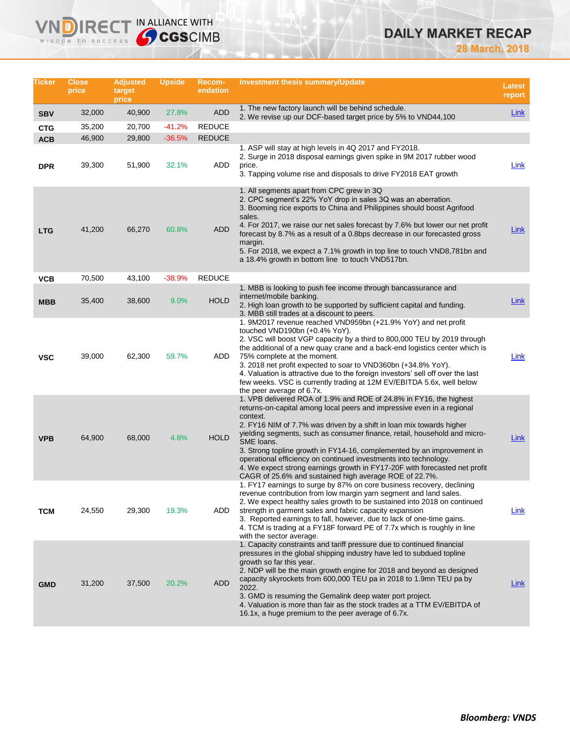| Ticker | Close price | Adjusted target price | Upside | Recom-endation | Investment thesis summary/Update | Latest report |
|---|---|---|---|---|---|---|
| SBV | 32,000 | 40,900 | 27.8% | ADD | 1. The new factory launch will be behind schedule.<br>2. We revise up our DCF-based target price by 5% to VND44,100 | Link |
| CTG | 35,200 | 20,700 | -41.2% | REDUCE | | |
| ACB | 46,900 | 29,800 | -36.5% | REDUCE | | |
| DPR | 39,300 | 51,900 | 32.1% | ADD | 1. ASP will stay at high levels in 4Q 2017 and FY2018.<br>2. Surge in 2018 disposal earnings given spike in 9M 2017 rubber wood price.<br>3. Tapping volume rise and disposals to drive FY2018 EAT growth | Link |
| LTG | 41,200 | 66,270 | 60.8% | ADD | 1. All segments apart from CPC grew in 3Q<br>2. CPC segment's 22% YoY drop in sales 3Q was an aberration.<br>3. Booming rice exports to China and Philippines should boost Agrifood sales.<br>4. For 2017, we raise our net sales forecast by 7.6% but lower our net profit forecast by 8.7% as a result of a 0.8bps decrease in our forecasted gross margin.<br>5. For 2018, we expect a 7.1% growth in top line to touch VND8,781bn and a 18.4% growth in bottom line to touch VND517bn. | Link |
| VCB | 70,500 | 43,100 | -38.9% | REDUCE | | |
| MBB | 35,400 | 38,600 | 9.0% | HOLD | 1. MBB is looking to push fee income through bancassurance and internet/mobile banking.<br>2. High loan growth to be supported by sufficient capital and funding.<br>3. MBB still trades at a discount to peers. | Link |
| VSC | 39,000 | 62,300 | 59.7% | ADD | 1. 9M2017 revenue reached VND959bn (+21.9% YoY) and net profit touched VND190bn (+0.4% YoY).<br>2. VSC will boost VGP capacity by a third to 800,000 TEU by 2019 through the additional of a new quay crane and a back-end logistics center which is 75% complete at the moment.<br>3. 2018 net profit expected to soar to VND360bn (+34.8% YoY).<br>4. Valuation is attractive due to the foreign investors' sell off over the last few weeks. VSC is currently trading at 12M EV/EBITDA 5.6x, well below the peer average of 6.7x. | Link |
| VPB | 64,900 | 68,000 | 4.8% | HOLD | 1. VPB delivered ROA of 1.9% and ROE of 24.8% in FY16, the highest returns-on-capital among local peers and impressive even in a regional context.<br>2. FY16 NIM of 7.7% was driven by a shift in loan mix towards higher yielding segments, such as consumer finance, retail, household and micro-SME loans.<br>3. Strong topline growth in FY14-16, complemented by an improvement in operational efficiency on continued investments into technology.<br>4. We expect strong earnings growth in FY17-20F with forecasted net profit CAGR of 25.6% and sustained high average ROE of 22.7%. | Link |
| TCM | 24,550 | 29,300 | 19.3% | ADD | 1. FY17 earnings to surge by 87% on core business recovery, declining revenue contribution from low margin yarn segment and land sales.<br>2. We expect healthy sales growth to be sustained into 2018 on continued strength in garment sales and fabric capacity expansion<br>3. Reported earnings to fall, however, due to lack of one-time gains.<br>4. TCM is trading at a FY18F forward PE of 7.7x which is roughly in line with the sector average. | Link |
| GMD | 31,200 | 37,500 | 20.2% | ADD | 1. Capacity constraints and tariff pressure due to continued financial pressures in the global shipping industry have led to subdued topline growth so far this year.<br>2. NDP will be the main growth engine for 2018 and beyond as designed capacity skyrockets from 600,000 TEU pa in 2018 to 1.9mn TEU pa by 2022.<br>3. GMD is resuming the Gemalink deep water port project.<br>4. Valuation is more than fair as the stock trades at a TTM EV/EBITDA of 16.1x, a huge premium to the peer average of 6.7x. | Link |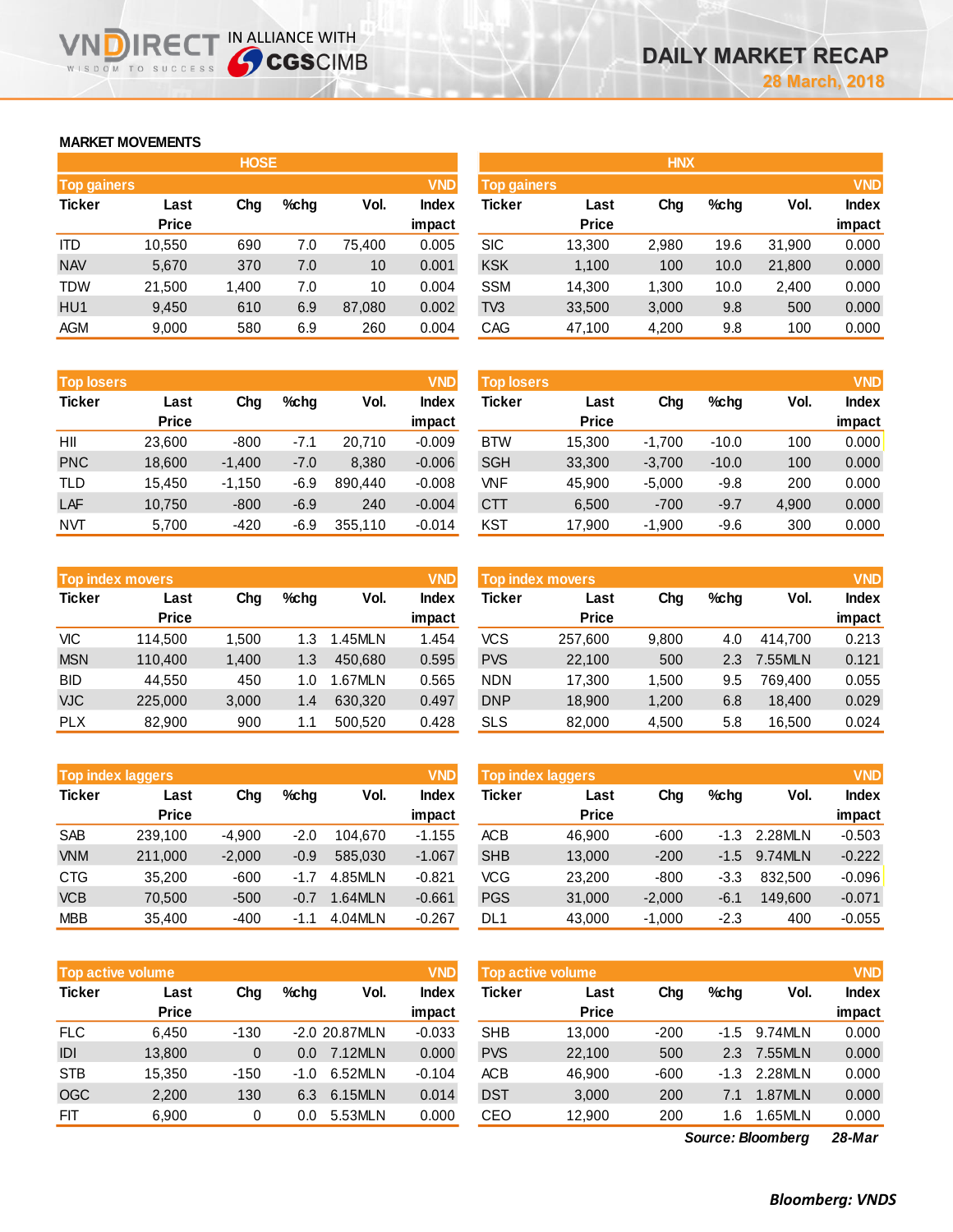# DAILY MARKET RECAP

**28 March, 2018**

## MARKET MOVEMENTS

### HOSE

**Top gainers** (VND)

| Ticker | Last Price | Chg | %chg | Vol. | Index impact |
|---|---|---|---|---|---|
| ITD | 10,550 | 690 | 7.0 | 75,400 | 0.005 |
| NAV | 5,670 | 370 | 7.0 | 10 | 0.001 |
| TDW | 21,500 | 1,400 | 7.0 | 10 | 0.004 |
| HU1 | 9,450 | 610 | 6.9 | 87,080 | 0.002 |
| AGM | 9,000 | 580 | 6.9 | 260 | 0.004 |

**Top losers** (VND)

| Ticker | Last Price | Chg | %chg | Vol. | Index impact |
|---|---|---|---|---|---|
| HII | 23,600 | -800 | -7.1 | 20,710 | -0.009 |
| PNC | 18,600 | -1,400 | -7.0 | 8,380 | -0.006 |
| TLD | 15,450 | -1,150 | -6.9 | 890,440 | -0.008 |
| LAF | 10,750 | -800 | -6.9 | 240 | -0.004 |
| NVT | 5,700 | -420 | -6.9 | 355,110 | -0.014 |

**Top index movers** (VND)

| Ticker | Last Price | Chg | %chg | Vol. | Index impact |
|---|---|---|---|---|---|
| VIC | 114,500 | 1,500 | 1.3 | 1.45MLN | 1.454 |
| MSN | 110,400 | 1,400 | 1.3 | 450,680 | 0.595 |
| BID | 44,550 | 450 | 1.0 | 1.67MLN | 0.565 |
| VJC | 225,000 | 3,000 | 1.4 | 630,320 | 0.497 |
| PLX | 82,900 | 900 | 1.1 | 500,520 | 0.428 |

**Top index laggers** (VND)

| Ticker | Last Price | Chg | %chg | Vol. | Index impact |
|---|---|---|---|---|---|
| SAB | 239,100 | -4,900 | -2.0 | 104,670 | -1.155 |
| VNM | 211,000 | -2,000 | -0.9 | 585,030 | -1.067 |
| CTG | 35,200 | -600 | -1.7 | 4.85MLN | -0.821 |
| VCB | 70,500 | -500 | -0.7 | 1.64MLN | -0.661 |
| MBB | 35,400 | -400 | -1.1 | 4.04MLN | -0.267 |

**Top active volume** (VND)

| Ticker | Last Price | Chg | %chg | Vol. | Index impact |
|---|---|---|---|---|---|
| FLC | 6,450 | -130 | -2.0 | 20.87MLN | -0.033 |
| IDI | 13,800 | 0 | 0.0 | 7.12MLN | 0.000 |
| STB | 15,350 | -150 | -1.0 | 6.52MLN | -0.104 |
| OGC | 2,200 | 130 | 6.3 | 6.15MLN | 0.014 |
| FIT | 6,900 | 0 | 0.0 | 5.53MLN | 0.000 |

### HNX

**Top gainers** (VND)

| Ticker | Last Price | Chg | %chg | Vol. | Index impact |
|---|---|---|---|---|---|
| SIC | 13,300 | 2,980 | 19.6 | 31,900 | 0.000 |
| KSK | 1,100 | 100 | 10.0 | 21,800 | 0.000 |
| SSM | 14,300 | 1,300 | 10.0 | 2,400 | 0.000 |
| TV3 | 33,500 | 3,000 | 9.8 | 500 | 0.000 |
| CAG | 47,100 | 4,200 | 9.8 | 100 | 0.000 |

**Top losers** (VND)

| Ticker | Last Price | Chg | %chg | Vol. | Index impact |
|---|---|---|---|---|---|
| BTW | 15,300 | -1,700 | -10.0 | 100 | 0.000 |
| SGH | 33,300 | -3,700 | -10.0 | 100 | 0.000 |
| VNF | 45,900 | -5,000 | -9.8 | 200 | 0.000 |
| CTT | 6,500 | -700 | -9.7 | 4,900 | 0.000 |
| KST | 17,900 | -1,900 | -9.6 | 300 | 0.000 |

**Top index movers** (VND)

| Ticker | Last Price | Chg | %chg | Vol. | Index impact |
|---|---|---|---|---|---|
| VCS | 257,600 | 9,800 | 4.0 | 414,700 | 0.213 |
| PVS | 22,100 | 500 | 2.3 | 7.55MLN | 0.121 |
| NDN | 17,300 | 1,500 | 9.5 | 769,400 | 0.055 |
| DNP | 18,900 | 1,200 | 6.8 | 18,400 | 0.029 |
| SLS | 82,000 | 4,500 | 5.8 | 16,500 | 0.024 |

**Top index laggers** (VND)

| Ticker | Last Price | Chg | %chg | Vol. | Index impact |
|---|---|---|---|---|---|
| ACB | 46,900 | -600 | -1.3 | 2.28MLN | -0.503 |
| SHB | 13,000 | -200 | -1.5 | 9.74MLN | -0.222 |
| VCG | 23,200 | -800 | -3.3 | 832,500 | -0.096 |
| PGS | 31,000 | -2,000 | -6.1 | 149,600 | -0.071 |
| DL1 | 43,000 | -1,000 | -2.3 | 400 | -0.055 |

**Top active volume** (VND)

| Ticker | Last Price | Chg | %chg | Vol. | Index impact |
|---|---|---|---|---|---|
| SHB | 13,000 | -200 | -1.5 | 9.74MLN | 0.000 |
| PVS | 22,100 | 500 | 2.3 | 7.55MLN | 0.000 |
| ACB | 46,900 | -600 | -1.3 | 2.28MLN | 0.000 |
| DST | 3,000 | 200 | 7.1 | 1.87MLN | 0.000 |
| CEO | 12,900 | 200 | 1.6 | 1.65MLN | 0.000 |

*Source: Bloomberg* *28-Mar*

***Bloomberg: VNDS***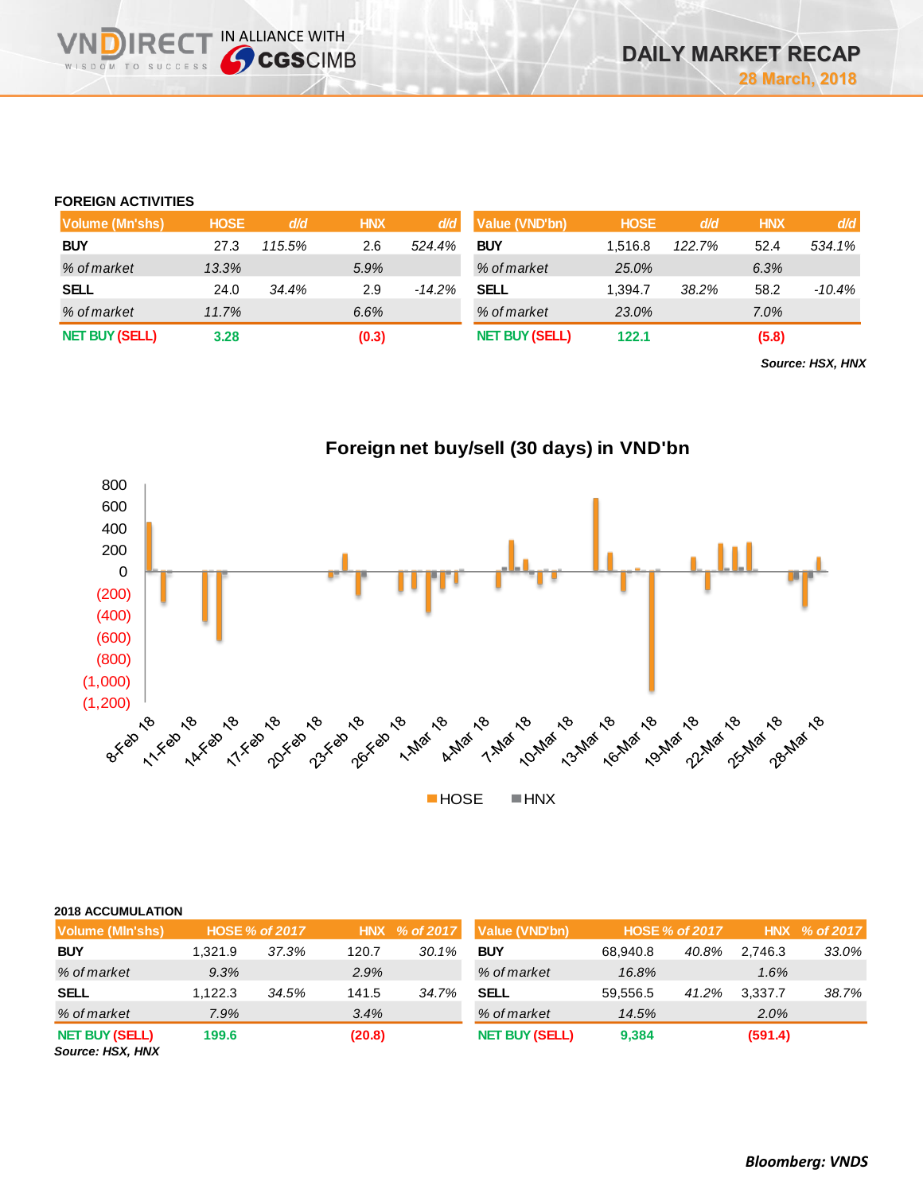# DAILY MARKET RECAP

28 March, 2018

## FOREIGN ACTIVITIES

| Volume (Mn'shs) | HOSE | d/d | HNX | d/d |
|---|---|---|---|---|
| BUY | 27.3 | 115.5% | 2.6 | 524.4% |
| % of market | 13.3% | | 5.9% | |
| SELL | 24.0 | 34.4% | 2.9 | -14.2% |
| % of market | 11.7% | | 6.6% | |
| NET BUY (SELL) | 3.28 | | (0.3) | |

| Value (VND'bn) | HOSE | d/d | HNX | d/d |
|---|---|---|---|---|
| BUY | 1,516.8 | 122.7% | 52.4 | 534.1% |
| % of market | 25.0% | | 6.3% | |
| SELL | 1,394.7 | 38.2% | 58.2 | -10.4% |
| % of market | 23.0% | | 7.0% | |
| NET BUY (SELL) | 122.1 | | (5.8) | |

*Source: HSX, HNX*

**Foreign net buy/sell (30 days) in VND'bn**

## 2018 ACCUMULATION

| Volume (Mln'shs) | HOSE | % of 2017 | HNX | % of 2017 |
|---|---|---|---|---|
| BUY | 1,321.9 | 37.3% | 120.7 | 30.1% |
| % of market | 9.3% | | 2.9% | |
| SELL | 1,122.3 | 34.5% | 141.5 | 34.7% |
| % of market | 7.9% | | 3.4% | |
| NET BUY (SELL) | 199.6 | | (20.8) | |

| Value (VND'bn) | HOSE | % of 2017 | HNX | % of 2017 |
|---|---|---|---|---|
| BUY | 68,940.8 | 40.8% | 2,746.3 | 33.0% |
| % of market | 16.8% | | 1.6% | |
| SELL | 59,556.5 | 41.2% | 3,337.7 | 38.7% |
| % of market | 14.5% | | 2.0% | |
| NET BUY (SELL) | 9,384 | | (591.4) | |

*Source: HSX, HNX*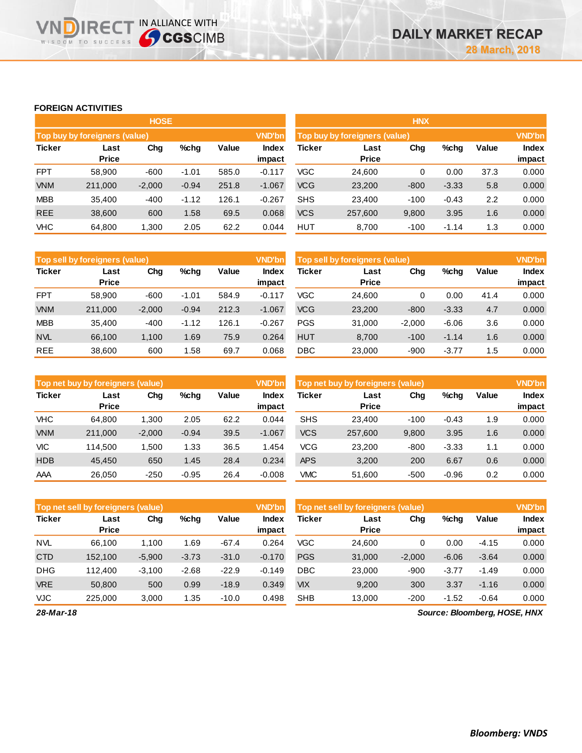## FOREIGN ACTIVITIES

### HOSE

**Top buy by foreigners (value)** — VND'bn

| Ticker | Last Price | Chg | %chg | Value | Index impact |
|---|---|---|---|---|---|
| FPT | 58,900 | -600 | -1.01 | 585.0 | -0.117 |
| VNM | 211,000 | -2,000 | -0.94 | 251.8 | -1.067 |
| MBB | 35,400 | -400 | -1.12 | 126.1 | -0.267 |
| REE | 38,600 | 600 | 1.58 | 69.5 | 0.068 |
| VHC | 64,800 | 1,300 | 2.05 | 62.2 | 0.044 |

**Top sell by foreigners (value)** — VND'bn

| Ticker | Last Price | Chg | %chg | Value | Index impact |
|---|---|---|---|---|---|
| FPT | 58,900 | -600 | -1.01 | 584.9 | -0.117 |
| VNM | 211,000 | -2,000 | -0.94 | 212.3 | -1.067 |
| MBB | 35,400 | -400 | -1.12 | 126.1 | -0.267 |
| NVL | 66,100 | 1,100 | 1.69 | 75.9 | 0.264 |
| REE | 38,600 | 600 | 1.58 | 69.7 | 0.068 |

**Top net buy by foreigners (value)** — VND'bn

| Ticker | Last Price | Chg | %chg | Value | Index impact |
|---|---|---|---|---|---|
| VHC | 64,800 | 1,300 | 2.05 | 62.2 | 0.044 |
| VNM | 211,000 | -2,000 | -0.94 | 39.5 | -1.067 |
| VIC | 114,500 | 1,500 | 1.33 | 36.5 | 1.454 |
| HDB | 45,450 | 650 | 1.45 | 28.4 | 0.234 |
| AAA | 26,050 | -250 | -0.95 | 26.4 | -0.008 |

**Top net sell by foreigners (value)** — VND'bn

| Ticker | Last Price | Chg | %chg | Value | Index impact |
|---|---|---|---|---|---|
| NVL | 66,100 | 1,100 | 1.69 | -67.4 | 0.264 |
| CTD | 152,100 | -5,900 | -3.73 | -31.0 | -0.170 |
| DHG | 112,400 | -3,100 | -2.68 | -22.9 | -0.149 |
| VRE | 50,800 | 500 | 0.99 | -18.9 | 0.349 |
| VJC | 225,000 | 3,000 | 1.35 | -10.0 | 0.498 |

### HNX

**Top buy by foreigners (value)** — VND'bn

| Ticker | Last Price | Chg | %chg | Value | Index impact |
|---|---|---|---|---|---|
| VGC | 24,600 | 0 | 0.00 | 37.3 | 0.000 |
| VCG | 23,200 | -800 | -3.33 | 5.8 | 0.000 |
| SHS | 23,400 | -100 | -0.43 | 2.2 | 0.000 |
| VCS | 257,600 | 9,800 | 3.95 | 1.6 | 0.000 |
| HUT | 8,700 | -100 | -1.14 | 1.3 | 0.000 |

**Top sell by foreigners (value)** — VND'bn

| Ticker | Last Price | Chg | %chg | Value | Index impact |
|---|---|---|---|---|---|
| VGC | 24,600 | 0 | 0.00 | 41.4 | 0.000 |
| VCG | 23,200 | -800 | -3.33 | 4.7 | 0.000 |
| PGS | 31,000 | -2,000 | -6.06 | 3.6 | 0.000 |
| HUT | 8,700 | -100 | -1.14 | 1.6 | 0.000 |
| DBC | 23,000 | -900 | -3.77 | 1.5 | 0.000 |

**Top net buy by foreigners (value)** — VND'bn

| Ticker | Last Price | Chg | %chg | Value | Index impact |
|---|---|---|---|---|---|
| SHS | 23,400 | -100 | -0.43 | 1.9 | 0.000 |
| VCS | 257,600 | 9,800 | 3.95 | 1.6 | 0.000 |
| VCG | 23,200 | -800 | -3.33 | 1.1 | 0.000 |
| APS | 3,200 | 200 | 6.67 | 0.6 | 0.000 |
| VMC | 51,600 | -500 | -0.96 | 0.2 | 0.000 |

**Top net sell by foreigners (value)** — VND'bn

| Ticker | Last Price | Chg | %chg | Value | Index impact |
|---|---|---|---|---|---|
| VGC | 24,600 | 0 | 0.00 | -4.15 | 0.000 |
| PGS | 31,000 | -2,000 | -6.06 | -3.64 | 0.000 |
| DBC | 23,000 | -900 | -3.77 | -1.49 | 0.000 |
| VIX | 9,200 | 300 | 3.37 | -1.16 | 0.000 |
| SHB | 13,000 | -200 | -1.52 | -0.64 | 0.000 |

*28-Mar-18*

*Source: Bloomberg, HOSE, HNX*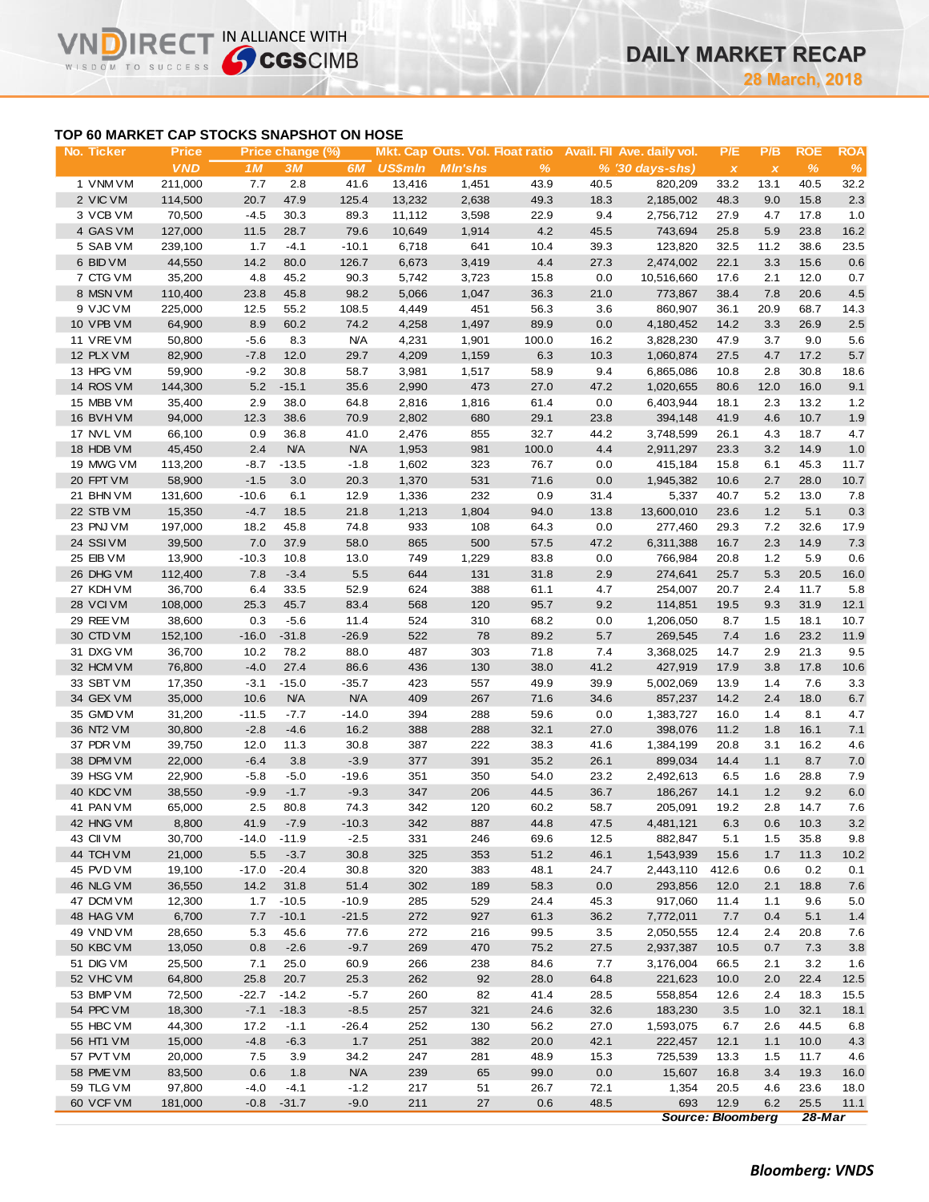# TOP 60 MARKET CAP STOCKS SNAPSHOT ON HOSE

| No. | Ticker | Price | Price change (%) | | | Mkt. Cap | Outs. Vol. | Float ratio | Avail. FII | Ave. daily vol. | P/E | P/B | ROE | ROA |
|---|---|---|---|---|---|---|---|---|---|---|---|---|---|---|
| | | VND | 1M | 3M | 6M | US$mln | Mln'shs | % | % | '30 days-shs) | x | x | % | % |
| 1 | VNM VM | 211,000 | 7.7 | 2.8 | 41.6 | 13,416 | 1,451 | 43.9 | 40.5 | 820,209 | 33.2 | 13.1 | 40.5 | 32.2 |
| 2 | VIC VM | 114,500 | 20.7 | 47.9 | 125.4 | 13,232 | 2,638 | 49.3 | 18.3 | 2,185,002 | 48.3 | 9.0 | 15.8 | 2.3 |
| 3 | VCB VM | 70,500 | -4.5 | 30.3 | 89.3 | 11,112 | 3,598 | 22.9 | 9.4 | 2,756,712 | 27.9 | 4.7 | 17.8 | 1.0 |
| 4 | GAS VM | 127,000 | 11.5 | 28.7 | 79.6 | 10,649 | 1,914 | 4.2 | 45.5 | 743,694 | 25.8 | 5.9 | 23.8 | 16.2 |
| 5 | SAB VM | 239,100 | 1.7 | -4.1 | -10.1 | 6,718 | 641 | 10.4 | 39.3 | 123,820 | 32.5 | 11.2 | 38.6 | 23.5 |
| 6 | BID VM | 44,550 | 14.2 | 80.0 | 126.7 | 6,673 | 3,419 | 4.4 | 27.3 | 2,474,002 | 22.1 | 3.3 | 15.6 | 0.6 |
| 7 | CTG VM | 35,200 | 4.8 | 45.2 | 90.3 | 5,742 | 3,723 | 15.8 | 0.0 | 10,516,660 | 17.6 | 2.1 | 12.0 | 0.7 |
| 8 | MSN VM | 110,400 | 23.8 | 45.8 | 98.2 | 5,066 | 1,047 | 36.3 | 21.0 | 773,867 | 38.4 | 7.8 | 20.6 | 4.5 |
| 9 | VJC VM | 225,000 | 12.5 | 55.2 | 108.5 | 4,449 | 451 | 56.3 | 3.6 | 860,907 | 36.1 | 20.9 | 68.7 | 14.3 |
| 10 | VPB VM | 64,900 | 8.9 | 60.2 | 74.2 | 4,258 | 1,497 | 89.9 | 0.0 | 4,180,452 | 14.2 | 3.3 | 26.9 | 2.5 |
| 11 | VRE VM | 50,800 | -5.6 | 8.3 | N/A | 4,231 | 1,901 | 100.0 | 16.2 | 3,828,230 | 47.9 | 3.7 | 9.0 | 5.6 |
| 12 | PLX VM | 82,900 | -7.8 | 12.0 | 29.7 | 4,209 | 1,159 | 6.3 | 10.3 | 1,060,874 | 27.5 | 4.7 | 17.2 | 5.7 |
| 13 | HPG VM | 59,900 | -9.2 | 30.8 | 58.7 | 3,981 | 1,517 | 58.9 | 9.4 | 6,865,086 | 10.8 | 2.8 | 30.8 | 18.6 |
| 14 | ROS VM | 144,300 | 5.2 | -15.1 | 35.6 | 2,990 | 473 | 27.0 | 47.2 | 1,020,655 | 80.6 | 12.0 | 16.0 | 9.1 |
| 15 | MBB VM | 35,400 | 2.9 | 38.0 | 64.8 | 2,816 | 1,816 | 61.4 | 0.0 | 6,403,944 | 18.1 | 2.3 | 13.2 | 1.2 |
| 16 | BVH VM | 94,000 | 12.3 | 38.6 | 70.9 | 2,802 | 680 | 29.1 | 23.8 | 394,148 | 41.9 | 4.6 | 10.7 | 1.9 |
| 17 | NVL VM | 66,100 | 0.9 | 36.8 | 41.0 | 2,476 | 855 | 32.7 | 44.2 | 3,748,599 | 26.1 | 4.3 | 18.7 | 4.7 |
| 18 | HDB VM | 45,450 | 2.4 | N/A | N/A | 1,953 | 981 | 100.0 | 4.4 | 2,911,297 | 23.3 | 3.2 | 14.9 | 1.0 |
| 19 | MWG VM | 113,200 | -8.7 | -13.5 | -1.8 | 1,602 | 323 | 76.7 | 0.0 | 415,184 | 15.8 | 6.1 | 45.3 | 11.7 |
| 20 | FPT VM | 58,900 | -1.5 | 3.0 | 20.3 | 1,370 | 531 | 71.6 | 0.0 | 1,945,382 | 10.6 | 2.7 | 28.0 | 10.7 |
| 21 | BHN VM | 131,600 | -10.6 | 6.1 | 12.9 | 1,336 | 232 | 0.9 | 31.4 | 5,337 | 40.7 | 5.2 | 13.0 | 7.8 |
| 22 | STB VM | 15,350 | -4.7 | 18.5 | 21.8 | 1,213 | 1,804 | 94.0 | 13.8 | 13,600,010 | 23.6 | 1.2 | 5.1 | 0.3 |
| 23 | PNJ VM | 197,000 | 18.2 | 45.8 | 74.8 | 933 | 108 | 64.3 | 0.0 | 277,460 | 29.3 | 7.2 | 32.6 | 17.9 |
| 24 | SSI VM | 39,500 | 7.0 | 37.9 | 58.0 | 865 | 500 | 57.5 | 47.2 | 6,311,388 | 16.7 | 2.3 | 14.9 | 7.3 |
| 25 | EIB VM | 13,900 | -10.3 | 10.8 | 13.0 | 749 | 1,229 | 83.8 | 0.0 | 766,984 | 20.8 | 1.2 | 5.9 | 0.6 |
| 26 | DHG VM | 112,400 | 7.8 | -3.4 | 5.5 | 644 | 131 | 31.8 | 2.9 | 274,641 | 25.7 | 5.3 | 20.5 | 16.0 |
| 27 | KDH VM | 36,700 | 6.4 | 33.5 | 52.9 | 624 | 388 | 61.1 | 4.7 | 254,007 | 20.7 | 2.4 | 11.7 | 5.8 |
| 28 | VCI VM | 108,000 | 25.3 | 45.7 | 83.4 | 568 | 120 | 95.7 | 9.2 | 114,851 | 19.5 | 9.3 | 31.9 | 12.1 |
| 29 | REE VM | 38,600 | 0.3 | -5.6 | 11.4 | 524 | 310 | 68.2 | 0.0 | 1,206,050 | 8.7 | 1.5 | 18.1 | 10.7 |
| 30 | CTD VM | 152,100 | -16.0 | -31.8 | -26.9 | 522 | 78 | 89.2 | 5.7 | 269,545 | 7.4 | 1.6 | 23.2 | 11.9 |
| 31 | DXG VM | 36,700 | 10.2 | 78.2 | 88.0 | 487 | 303 | 71.8 | 7.4 | 3,368,025 | 14.7 | 2.9 | 21.3 | 9.5 |
| 32 | HCM VM | 76,800 | -4.0 | 27.4 | 86.6 | 436 | 130 | 38.0 | 41.2 | 427,919 | 17.9 | 3.8 | 17.8 | 10.6 |
| 33 | SBT VM | 17,350 | -3.1 | -15.0 | -35.7 | 423 | 557 | 49.9 | 39.9 | 5,002,069 | 13.9 | 1.4 | 7.6 | 3.3 |
| 34 | GEX VM | 35,000 | 10.6 | N/A | N/A | 409 | 267 | 71.6 | 34.6 | 857,237 | 14.2 | 2.4 | 18.0 | 6.7 |
| 35 | GMD VM | 31,200 | -11.5 | -7.7 | -14.0 | 394 | 288 | 59.6 | 0.0 | 1,383,727 | 16.0 | 1.4 | 8.1 | 4.7 |
| 36 | NT2 VM | 30,800 | -2.8 | -4.6 | 16.2 | 388 | 288 | 32.1 | 27.0 | 398,076 | 11.2 | 1.8 | 16.1 | 7.1 |
| 37 | PDR VM | 39,750 | 12.0 | 11.3 | 30.8 | 387 | 222 | 38.3 | 41.6 | 1,384,199 | 20.8 | 3.1 | 16.2 | 4.6 |
| 38 | DPM VM | 22,000 | -6.4 | 3.8 | -3.9 | 377 | 391 | 35.2 | 26.1 | 899,034 | 14.4 | 1.1 | 8.7 | 7.0 |
| 39 | HSG VM | 22,900 | -5.8 | -5.0 | -19.6 | 351 | 350 | 54.0 | 23.2 | 2,492,613 | 6.5 | 1.6 | 28.8 | 7.9 |
| 40 | KDC VM | 38,550 | -9.9 | -1.7 | -9.3 | 347 | 206 | 44.5 | 36.7 | 186,267 | 14.1 | 1.2 | 9.2 | 6.0 |
| 41 | PAN VM | 65,000 | 2.5 | 80.8 | 74.3 | 342 | 120 | 60.2 | 58.7 | 205,091 | 19.2 | 2.8 | 14.7 | 7.6 |
| 42 | HNG VM | 8,800 | 41.9 | -7.9 | -10.3 | 342 | 887 | 44.8 | 47.5 | 4,481,121 | 6.3 | 0.6 | 10.3 | 3.2 |
| 43 | CII VM | 30,700 | -14.0 | -11.9 | -2.5 | 331 | 246 | 69.6 | 12.5 | 882,847 | 5.1 | 1.5 | 35.8 | 9.8 |
| 44 | TCH VM | 21,000 | 5.5 | -3.7 | 30.8 | 325 | 353 | 51.2 | 46.1 | 1,543,939 | 15.6 | 1.7 | 11.3 | 10.2 |
| 45 | PVD VM | 19,100 | -17.0 | -20.4 | 30.8 | 320 | 383 | 48.1 | 24.7 | 2,443,110 | 412.6 | 0.6 | 0.2 | 0.1 |
| 46 | NLG VM | 36,550 | 14.2 | 31.8 | 51.4 | 302 | 189 | 58.3 | 0.0 | 293,856 | 12.0 | 2.1 | 18.8 | 7.6 |
| 47 | DCM VM | 12,300 | 1.7 | -10.5 | -10.9 | 285 | 529 | 24.4 | 45.3 | 917,060 | 11.4 | 1.1 | 9.6 | 5.0 |
| 48 | HAG VM | 6,700 | 7.7 | -10.1 | -21.5 | 272 | 927 | 61.3 | 36.2 | 7,772,011 | 7.7 | 0.4 | 5.1 | 1.4 |
| 49 | VND VM | 28,650 | 5.3 | 45.6 | 77.6 | 272 | 216 | 99.5 | 3.5 | 2,050,555 | 12.4 | 2.4 | 20.8 | 7.6 |
| 50 | KBC VM | 13,050 | 0.8 | -2.6 | -9.7 | 269 | 470 | 75.2 | 27.5 | 2,937,387 | 10.5 | 0.7 | 7.3 | 3.8 |
| 51 | DIG VM | 25,500 | 7.1 | 25.0 | 60.9 | 266 | 238 | 84.6 | 7.7 | 3,176,004 | 66.5 | 2.1 | 3.2 | 1.6 |
| 52 | VHC VM | 64,800 | 25.8 | 20.7 | 25.3 | 262 | 92 | 28.0 | 64.8 | 221,623 | 10.0 | 2.0 | 22.4 | 12.5 |
| 53 | BMP VM | 72,500 | -22.7 | -14.2 | -5.7 | 260 | 82 | 41.4 | 28.5 | 558,854 | 12.6 | 2.4 | 18.3 | 15.5 |
| 54 | PPC VM | 18,300 | -7.1 | -18.3 | -8.5 | 257 | 321 | 24.6 | 32.6 | 183,230 | 3.5 | 1.0 | 32.1 | 18.1 |
| 55 | HBC VM | 44,300 | 17.2 | -1.1 | -26.4 | 252 | 130 | 56.2 | 27.0 | 1,593,075 | 6.7 | 2.6 | 44.5 | 6.8 |
| 56 | HT1 VM | 15,000 | -4.8 | -6.3 | 1.7 | 251 | 382 | 20.0 | 42.1 | 222,457 | 12.1 | 1.1 | 10.0 | 4.3 |
| 57 | PVT VM | 20,000 | 7.5 | 3.9 | 34.2 | 247 | 281 | 48.9 | 15.3 | 725,539 | 13.3 | 1.5 | 11.7 | 4.6 |
| 58 | PME VM | 83,500 | 0.6 | 1.8 | N/A | 239 | 65 | 99.0 | 0.0 | 15,607 | 16.8 | 3.4 | 19.3 | 16.0 |
| 59 | TLG VM | 97,800 | -4.0 | -4.1 | -1.2 | 217 | 51 | 26.7 | 72.1 | 1,354 | 20.5 | 4.6 | 23.6 | 18.0 |
| 60 | VCF VM | 181,000 | -0.8 | -31.7 | -9.0 | 211 | 27 | 0.6 | 48.5 | 693 | 12.9 | 6.2 | 25.5 | 11.1 |

*Source: Bloomberg* *28-Mar*

***Bloomberg: VNDS***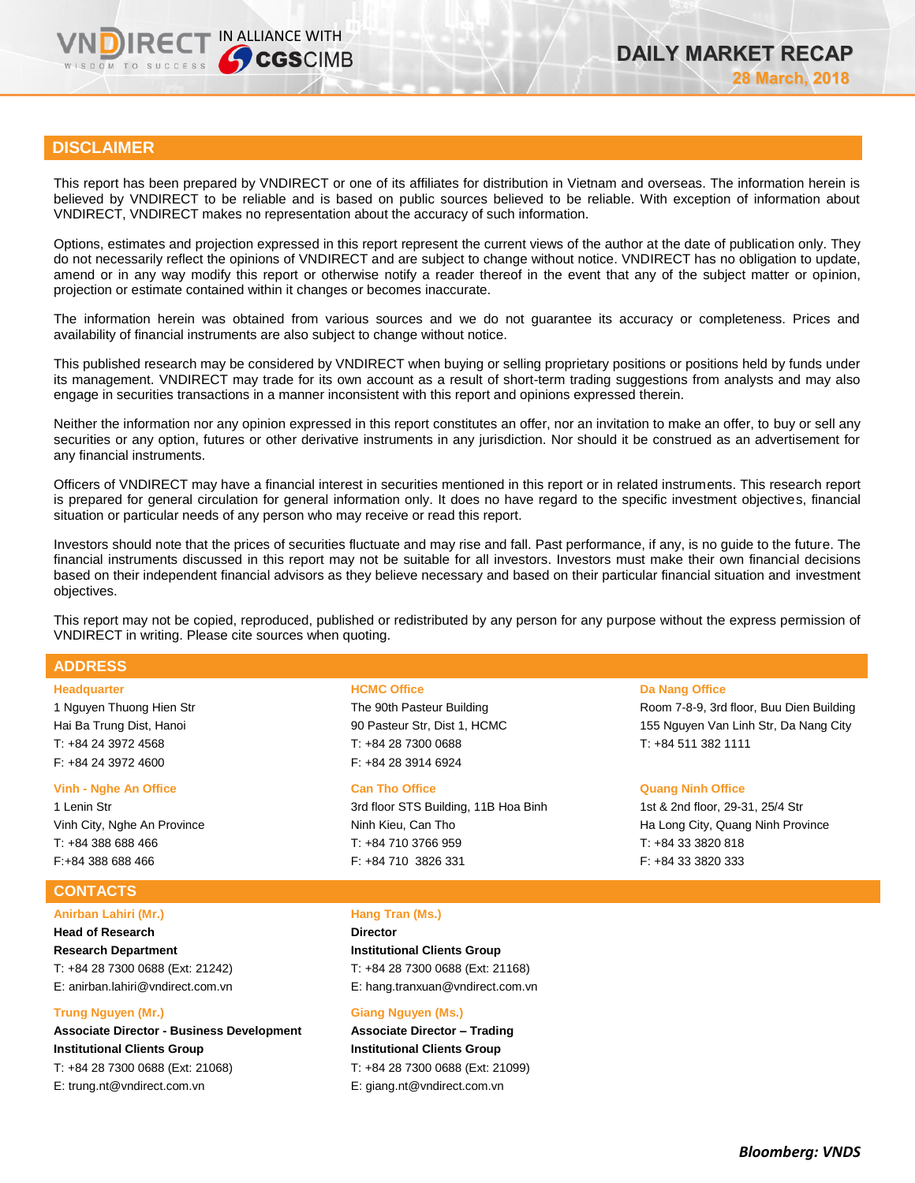## DISCLAIMER

This report has been prepared by VNDIRECT or one of its affiliates for distribution in Vietnam and overseas. The information herein is believed by VNDIRECT to be reliable and is based on public sources believed to be reliable. With exception of information about VNDIRECT, VNDIRECT makes no representation about the accuracy of such information.

Options, estimates and projection expressed in this report represent the current views of the author at the date of publication only. They do not necessarily reflect the opinions of VNDIRECT and are subject to change without notice. VNDIRECT has no obligation to update, amend or in any way modify this report or otherwise notify a reader thereof in the event that any of the subject matter or opinion, projection or estimate contained within it changes or becomes inaccurate.

The information herein was obtained from various sources and we do not guarantee its accuracy or completeness. Prices and availability of financial instruments are also subject to change without notice.

This published research may be considered by VNDIRECT when buying or selling proprietary positions or positions held by funds under its management. VNDIRECT may trade for its own account as a result of short-term trading suggestions from analysts and may also engage in securities transactions in a manner inconsistent with this report and opinions expressed therein.

Neither the information nor any opinion expressed in this report constitutes an offer, nor an invitation to make an offer, to buy or sell any securities or any option, futures or other derivative instruments in any jurisdiction. Nor should it be construed as an advertisement for any financial instruments.

Officers of VNDIRECT may have a financial interest in securities mentioned in this report or in related instruments. This research report is prepared for general circulation for general information only. It does no have regard to the specific investment objectives, financial situation or particular needs of any person who may receive or read this report.

Investors should note that the prices of securities fluctuate and may rise and fall. Past performance, if any, is no guide to the future. The financial instruments discussed in this report may not be suitable for all investors. Investors must make their own financial decisions based on their independent financial advisors as they believe necessary and based on their particular financial situation and investment objectives.

This report may not be copied, reproduced, published or redistributed by any person for any purpose without the express permission of VNDIRECT in writing. Please cite sources when quoting.

## ADDRESS

**Headquarter**
1 Nguyen Thuong Hien Str
Hai Ba Trung Dist, Hanoi
T: +84 24 3972 4568
F: +84 24 3972 4600

**HCMC Office**
The 90th Pasteur Building
90 Pasteur Str, Dist 1, HCMC
T: +84 28 7300 0688
F: +84 28 3914 6924

**Da Nang Office**
Room 7-8-9, 3rd floor, Buu Dien Building
155 Nguyen Van Linh Str, Da Nang City
T: +84 511 382 1111

**Vinh - Nghe An Office**
1 Lenin Str
Vinh City, Nghe An Province
T: +84 388 688 466
F:+84 388 688 466

**Can Tho Office**
3rd floor STS Building, 11B Hoa Binh
Ninh Kieu, Can Tho
T: +84 710 3766 959
F: +84 710 3826 331

**Quang Ninh Office**
1st & 2nd floor, 29-31, 25/4 Str
Ha Long City, Quang Ninh Province
T: +84 33 3820 818
F: +84 33 3820 333

## CONTACTS

**Anirban Lahiri (Mr.)**
**Head of Research**
**Research Department**
T: +84 28 7300 0688 (Ext: 21242)
E: anirban.lahiri@vndirect.com.vn

**Hang Tran (Ms.)**
**Director**
**Institutional Clients Group**
T: +84 28 7300 0688 (Ext: 21168)
E: hang.tranxuan@vndirect.com.vn

**Trung Nguyen (Mr.)**
**Associate Director - Business Development**
**Institutional Clients Group**
T: +84 28 7300 0688 (Ext: 21068)
E: trung.nt@vndirect.com.vn

**Giang Nguyen (Ms.)**
**Associate Director – Trading**
**Institutional Clients Group**
T: +84 28 7300 0688 (Ext: 21099)
E: giang.nt@vndirect.com.vn

***Bloomberg: VNDS***